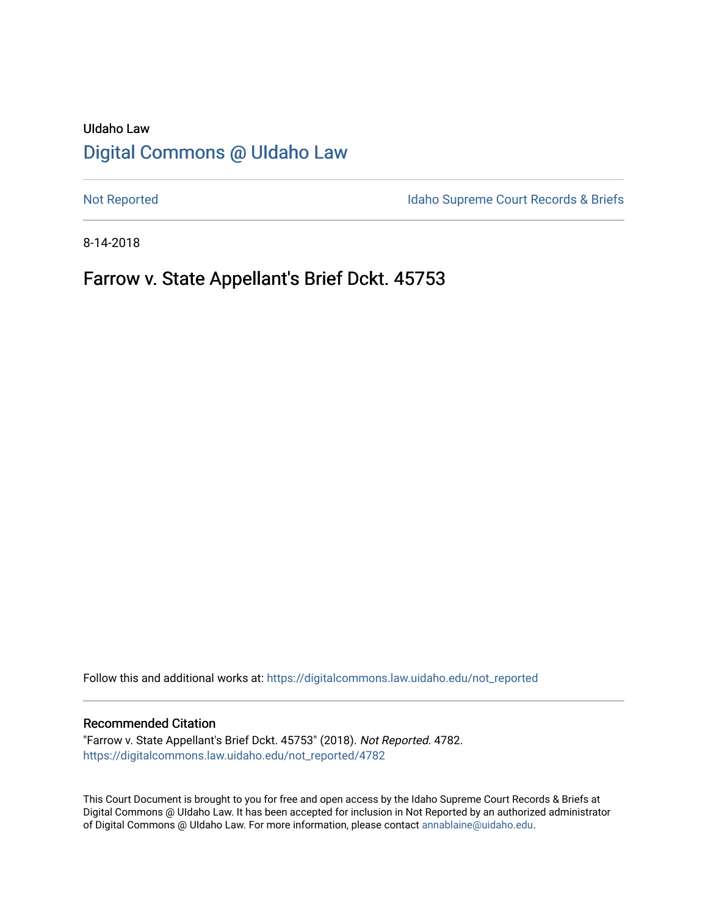UIdaho Law

# Digital Commons @ UIdaho Law

Not Reported

Idaho Supreme Court Records & Briefs

8-14-2018

## Farrow v. State Appellant's Brief Dckt. 45753

Follow this and additional works at: https://digitalcommons.law.uidaho.edu/not_reported

### Recommended Citation

"Farrow v. State Appellant's Brief Dckt. 45753" (2018). *Not Reported*. 4782.
https://digitalcommons.law.uidaho.edu/not_reported/4782

This Court Document is brought to you for free and open access by the Idaho Supreme Court Records & Briefs at Digital Commons @ UIdaho Law. It has been accepted for inclusion in Not Reported by an authorized administrator of Digital Commons @ UIdaho Law. For more information, please contact annablaine@uidaho.edu.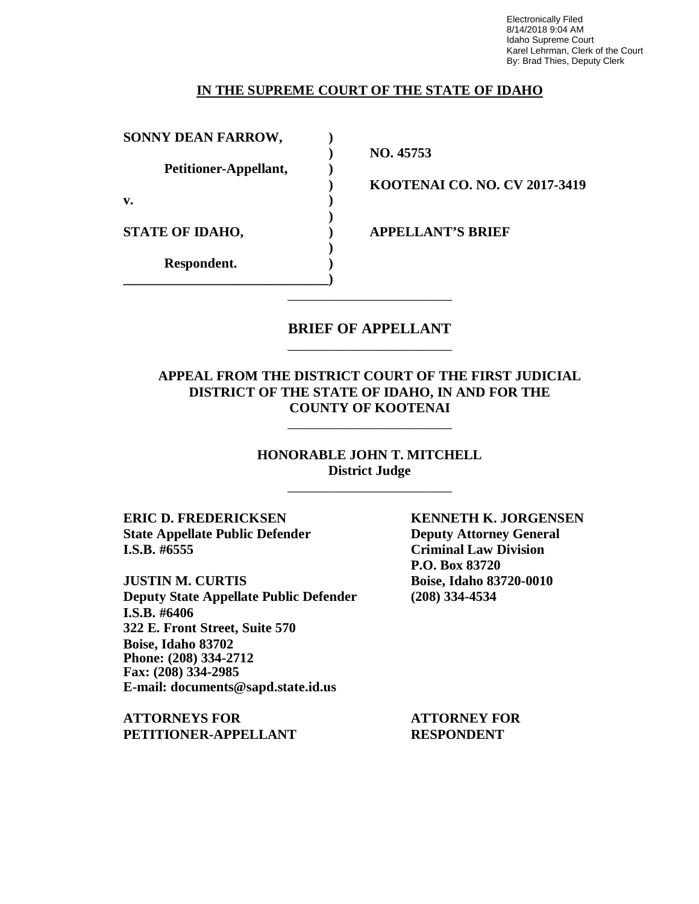Electronically Filed
8/14/2018 9:04 AM
Idaho Supreme Court
Karel Lehrman, Clerk of the Court
By: Brad Thies, Deputy Clerk

**IN THE SUPREME COURT OF THE STATE OF IDAHO**

| | | |
|---|---|---|
| **SONNY DEAN FARROW,** | **)** | |
| | **)** | **NO. 45753** |
| **Petitioner-Appellant,** | **)** | |
| | **)** | **KOOTENAI CO. NO. CV 2017-3419** |
| **v.** | **)** | |
| | **)** | |
| **STATE OF IDAHO,** | **)** | **APPELLANT'S BRIEF** |
| | **)** | |
| **Respondent.** | **)** | |
| | **)** | |

# BRIEF OF APPELLANT

## APPEAL FROM THE DISTRICT COURT OF THE FIRST JUDICIAL DISTRICT OF THE STATE OF IDAHO, IN AND FOR THE COUNTY OF KOOTENAI

**HONORABLE JOHN T. MITCHELL**
**District Judge**

**ERIC D. FREDERICKSEN**
**State Appellate Public Defender**
**I.S.B. #6555**

**JUSTIN M. CURTIS**
**Deputy State Appellate Public Defender**
**I.S.B. #6406**
**322 E. Front Street, Suite 570**
**Boise, Idaho 83702**
**Phone: (208) 334-2712**
**Fax: (208) 334-2985**
**E-mail: documents@sapd.state.id.us**

**ATTORNEYS FOR PETITIONER-APPELLANT**

**KENNETH K. JORGENSEN**
**Deputy Attorney General**
**Criminal Law Division**
**P.O. Box 83720**
**Boise, Idaho 83720-0010**
**(208) 334-4534**

**ATTORNEY FOR RESPONDENT**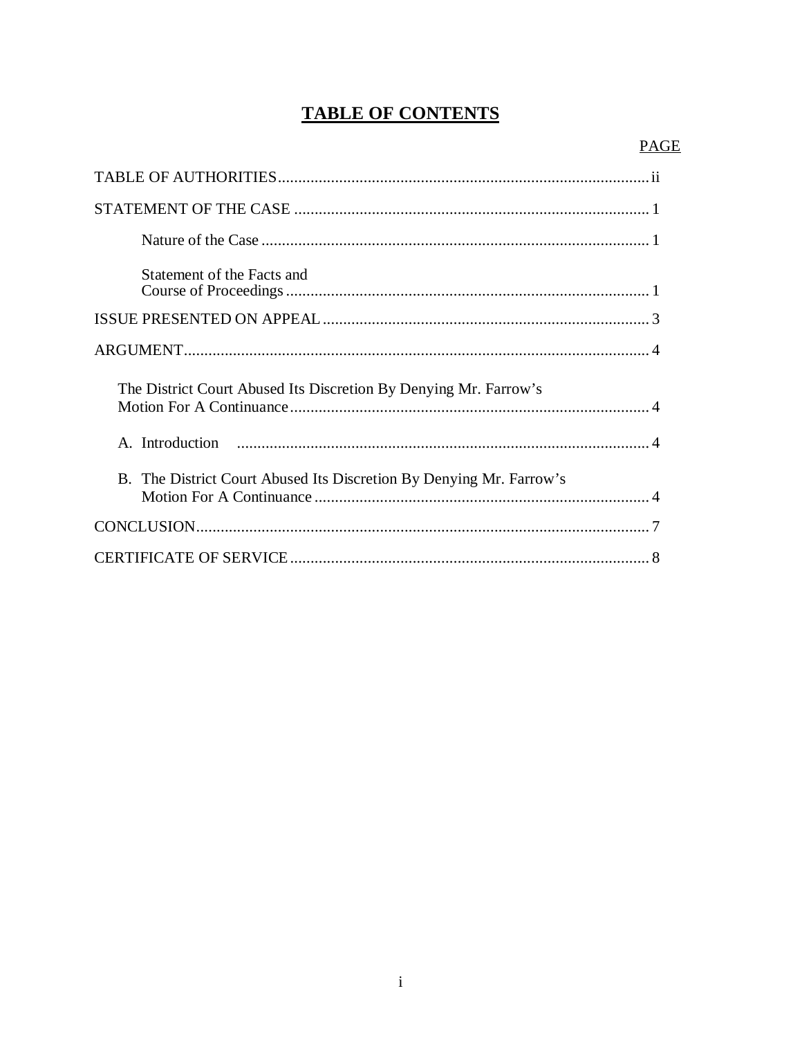# TABLE OF CONTENTS

| | PAGE |
|---|---|
| TABLE OF AUTHORITIES | ii |
| STATEMENT OF THE CASE | 1 |
| Nature of the Case | 1 |
| Statement of the Facts and Course of Proceedings | 1 |
| ISSUE PRESENTED ON APPEAL | 3 |
| ARGUMENT | 4 |
| The District Court Abused Its Discretion By Denying Mr. Farrow's Motion For A Continuance | 4 |
| A. Introduction | 4 |
| B. The District Court Abused Its Discretion By Denying Mr. Farrow's Motion For A Continuance | 4 |
| CONCLUSION | 7 |
| CERTIFICATE OF SERVICE | 8 |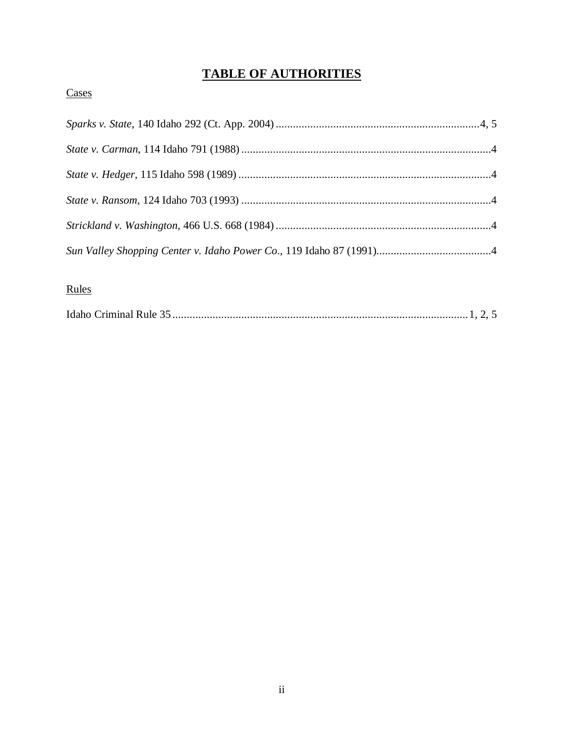# TABLE OF AUTHORITIES

Cases

*Sparks v. State*, 140 Idaho 292 (Ct. App. 2004) .......................................................................4, 5

*State v. Carman*, 114 Idaho 791 (1988) .......................................................................................4

*State v. Hedger*, 115 Idaho 598 (1989) ........................................................................................4

*State v. Ransom*, 124 Idaho 703 (1993) .......................................................................................4

*Strickland v. Washington*, 466 U.S. 668 (1984) ...........................................................................4

*Sun Valley Shopping Center v. Idaho Power Co.*, 119 Idaho 87 (1991)........................................4

Rules

Idaho Criminal Rule 35 .......................................................................................................1, 2, 5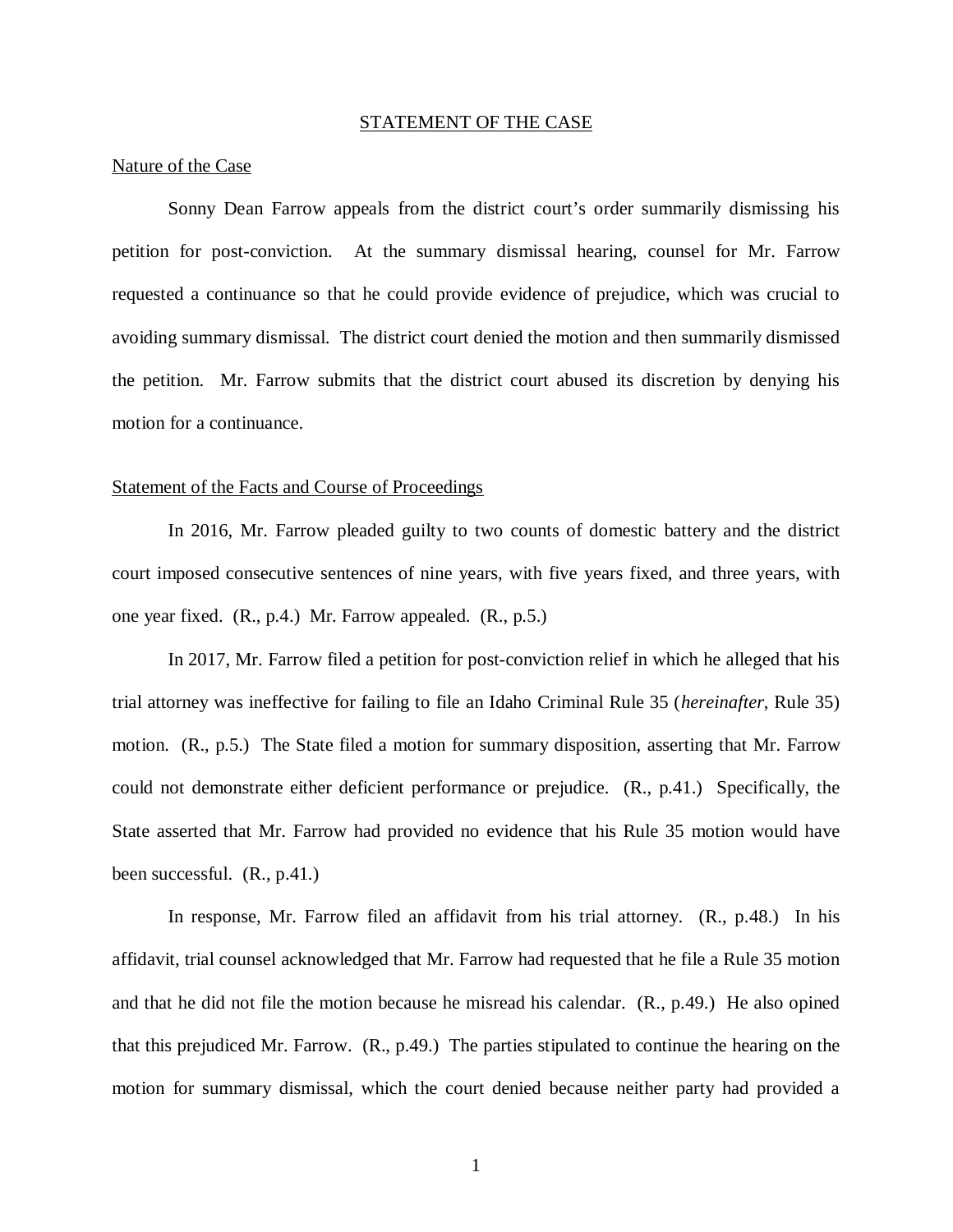## STATEMENT OF THE CASE

### Nature of the Case

Sonny Dean Farrow appeals from the district court's order summarily dismissing his petition for post-conviction. At the summary dismissal hearing, counsel for Mr. Farrow requested a continuance so that he could provide evidence of prejudice, which was crucial to avoiding summary dismissal. The district court denied the motion and then summarily dismissed the petition. Mr. Farrow submits that the district court abused its discretion by denying his motion for a continuance.

### Statement of the Facts and Course of Proceedings

In 2016, Mr. Farrow pleaded guilty to two counts of domestic battery and the district court imposed consecutive sentences of nine years, with five years fixed, and three years, with one year fixed. (R., p.4.) Mr. Farrow appealed. (R., p.5.)

In 2017, Mr. Farrow filed a petition for post-conviction relief in which he alleged that his trial attorney was ineffective for failing to file an Idaho Criminal Rule 35 (*hereinafter*, Rule 35) motion. (R., p.5.) The State filed a motion for summary disposition, asserting that Mr. Farrow could not demonstrate either deficient performance or prejudice. (R., p.41.) Specifically, the State asserted that Mr. Farrow had provided no evidence that his Rule 35 motion would have been successful. (R., p.41.)

In response, Mr. Farrow filed an affidavit from his trial attorney. (R., p.48.) In his affidavit, trial counsel acknowledged that Mr. Farrow had requested that he file a Rule 35 motion and that he did not file the motion because he misread his calendar. (R., p.49.) He also opined that this prejudiced Mr. Farrow. (R., p.49.) The parties stipulated to continue the hearing on the motion for summary dismissal, which the court denied because neither party had provided a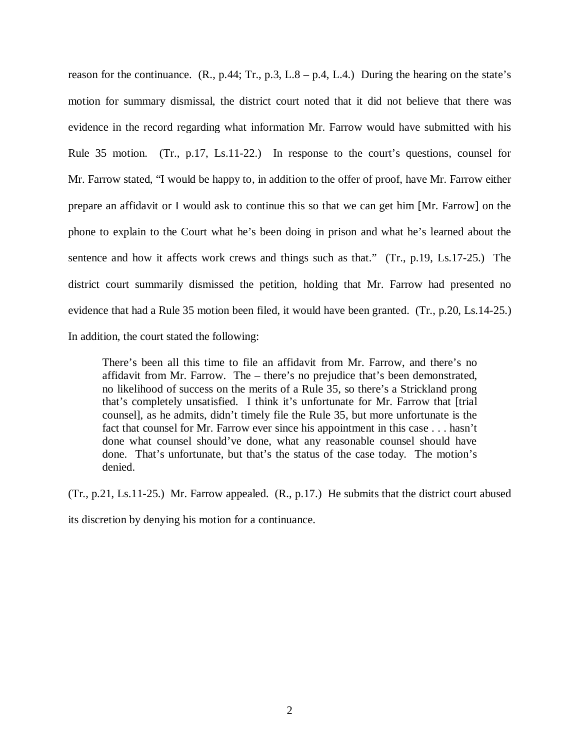reason for the continuance. (R., p.44; Tr., p.3, L.8 – p.4, L.4.) During the hearing on the state's motion for summary dismissal, the district court noted that it did not believe that there was evidence in the record regarding what information Mr. Farrow would have submitted with his Rule 35 motion. (Tr., p.17, Ls.11-22.) In response to the court's questions, counsel for Mr. Farrow stated, "I would be happy to, in addition to the offer of proof, have Mr. Farrow either prepare an affidavit or I would ask to continue this so that we can get him [Mr. Farrow] on the phone to explain to the Court what he's been doing in prison and what he's learned about the sentence and how it affects work crews and things such as that." (Tr., p.19, Ls.17-25.) The district court summarily dismissed the petition, holding that Mr. Farrow had presented no evidence that had a Rule 35 motion been filed, it would have been granted. (Tr., p.20, Ls.14-25.) In addition, the court stated the following:

> There's been all this time to file an affidavit from Mr. Farrow, and there's no affidavit from Mr. Farrow. The – there's no prejudice that's been demonstrated, no likelihood of success on the merits of a Rule 35, so there's a Strickland prong that's completely unsatisfied. I think it's unfortunate for Mr. Farrow that [trial counsel], as he admits, didn't timely file the Rule 35, but more unfortunate is the fact that counsel for Mr. Farrow ever since his appointment in this case . . . hasn't done what counsel should've done, what any reasonable counsel should have done. That's unfortunate, but that's the status of the case today. The motion's denied.

(Tr., p.21, Ls.11-25.) Mr. Farrow appealed. (R., p.17.) He submits that the district court abused its discretion by denying his motion for a continuance.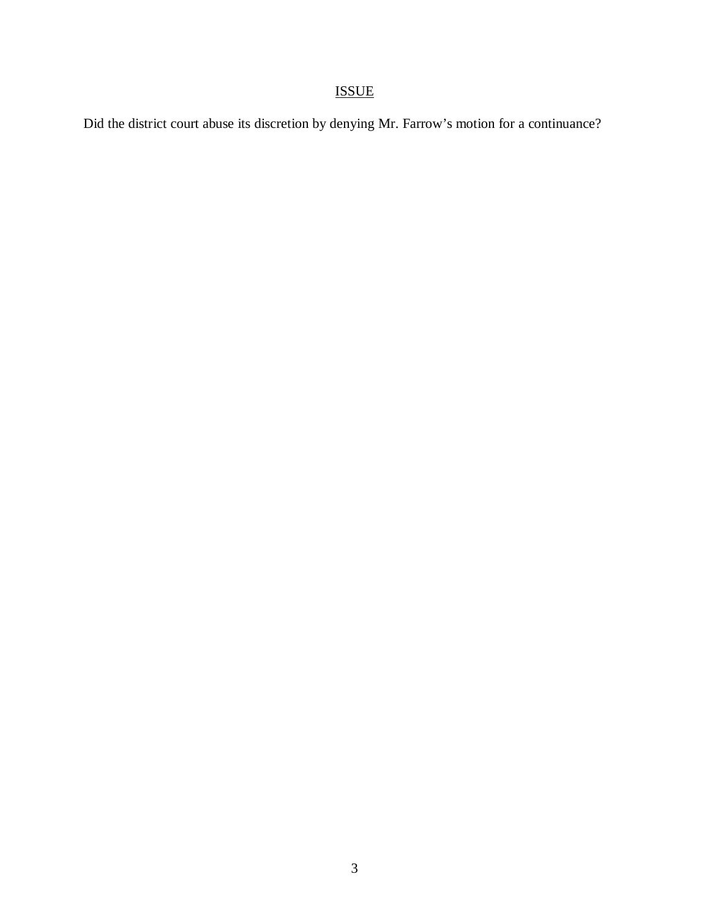## ISSUE

Did the district court abuse its discretion by denying Mr. Farrow's motion for a continuance?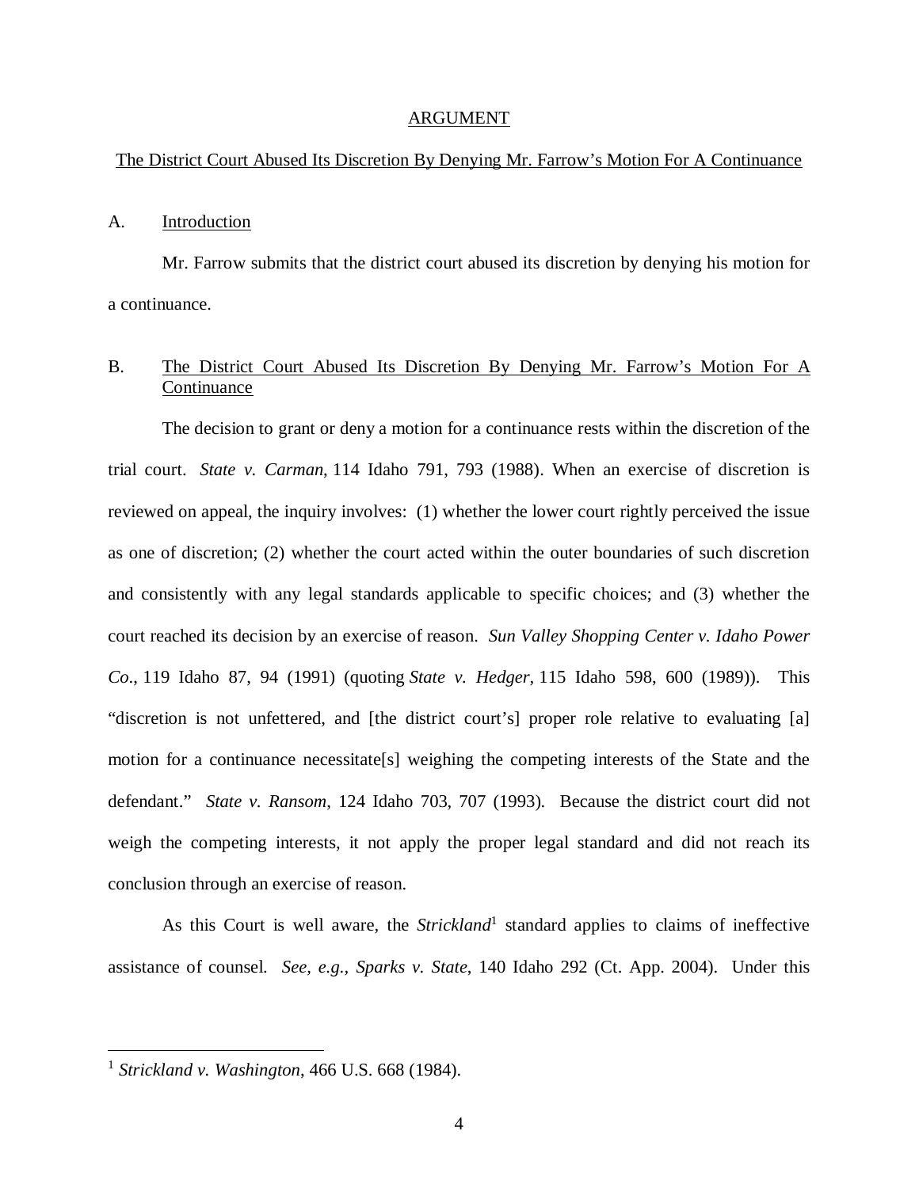## ARGUMENT

### The District Court Abused Its Discretion By Denying Mr. Farrow's Motion For A Continuance

#### A. Introduction

Mr. Farrow submits that the district court abused its discretion by denying his motion for a continuance.

#### B. The District Court Abused Its Discretion By Denying Mr. Farrow's Motion For A Continuance

The decision to grant or deny a motion for a continuance rests within the discretion of the trial court. *State v. Carman*, 114 Idaho 791, 793 (1988). When an exercise of discretion is reviewed on appeal, the inquiry involves: (1) whether the lower court rightly perceived the issue as one of discretion; (2) whether the court acted within the outer boundaries of such discretion and consistently with any legal standards applicable to specific choices; and (3) whether the court reached its decision by an exercise of reason. *Sun Valley Shopping Center v. Idaho Power Co*., 119 Idaho 87, 94 (1991) (quoting *State v. Hedger*, 115 Idaho 598, 600 (1989)). This "discretion is not unfettered, and [the district court's] proper role relative to evaluating [a] motion for a continuance necessitate[s] weighing the competing interests of the State and the defendant." *State v. Ransom*, 124 Idaho 703, 707 (1993). Because the district court did not weigh the competing interests, it not apply the proper legal standard and did not reach its conclusion through an exercise of reason.

As this Court is well aware, the *Strickland*[1] standard applies to claims of ineffective assistance of counsel. *See, e.g., Sparks v. State*, 140 Idaho 292 (Ct. App. 2004). Under this

---

[1] *Strickland v. Washington*, 466 U.S. 668 (1984).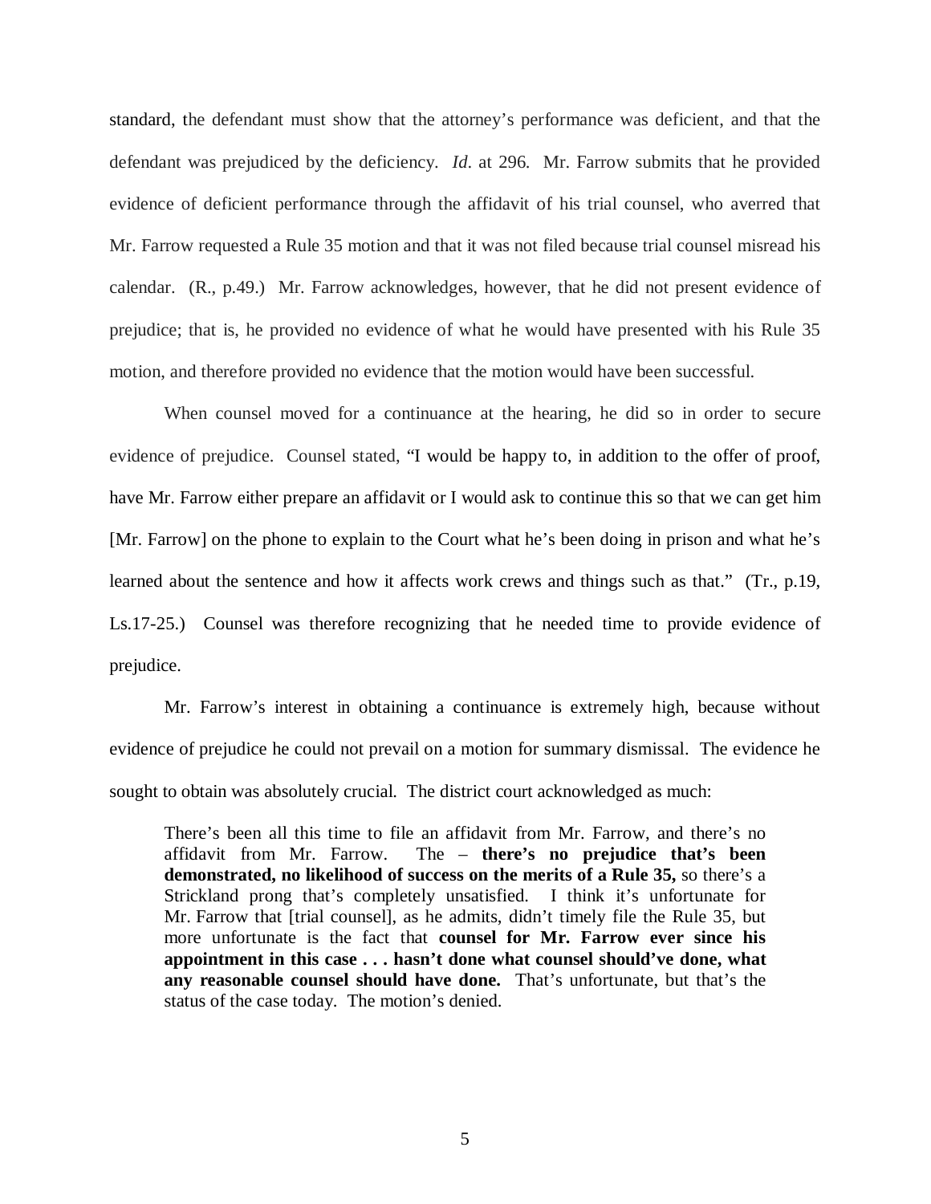standard, the defendant must show that the attorney's performance was deficient, and that the defendant was prejudiced by the deficiency. *Id*. at 296. Mr. Farrow submits that he provided evidence of deficient performance through the affidavit of his trial counsel, who averred that Mr. Farrow requested a Rule 35 motion and that it was not filed because trial counsel misread his calendar. (R., p.49.) Mr. Farrow acknowledges, however, that he did not present evidence of prejudice; that is, he provided no evidence of what he would have presented with his Rule 35 motion, and therefore provided no evidence that the motion would have been successful.

When counsel moved for a continuance at the hearing, he did so in order to secure evidence of prejudice. Counsel stated, "I would be happy to, in addition to the offer of proof, have Mr. Farrow either prepare an affidavit or I would ask to continue this so that we can get him [Mr. Farrow] on the phone to explain to the Court what he's been doing in prison and what he's learned about the sentence and how it affects work crews and things such as that." (Tr., p.19, Ls.17-25.) Counsel was therefore recognizing that he needed time to provide evidence of prejudice.

Mr. Farrow's interest in obtaining a continuance is extremely high, because without evidence of prejudice he could not prevail on a motion for summary dismissal. The evidence he sought to obtain was absolutely crucial. The district court acknowledged as much:

> There's been all this time to file an affidavit from Mr. Farrow, and there's no affidavit from Mr. Farrow. The – **there's no prejudice that's been demonstrated, no likelihood of success on the merits of a Rule 35,** so there's a Strickland prong that's completely unsatisfied. I think it's unfortunate for Mr. Farrow that [trial counsel], as he admits, didn't timely file the Rule 35, but more unfortunate is the fact that **counsel for Mr. Farrow ever since his appointment in this case . . . hasn't done what counsel should've done, what any reasonable counsel should have done.** That's unfortunate, but that's the status of the case today. The motion's denied.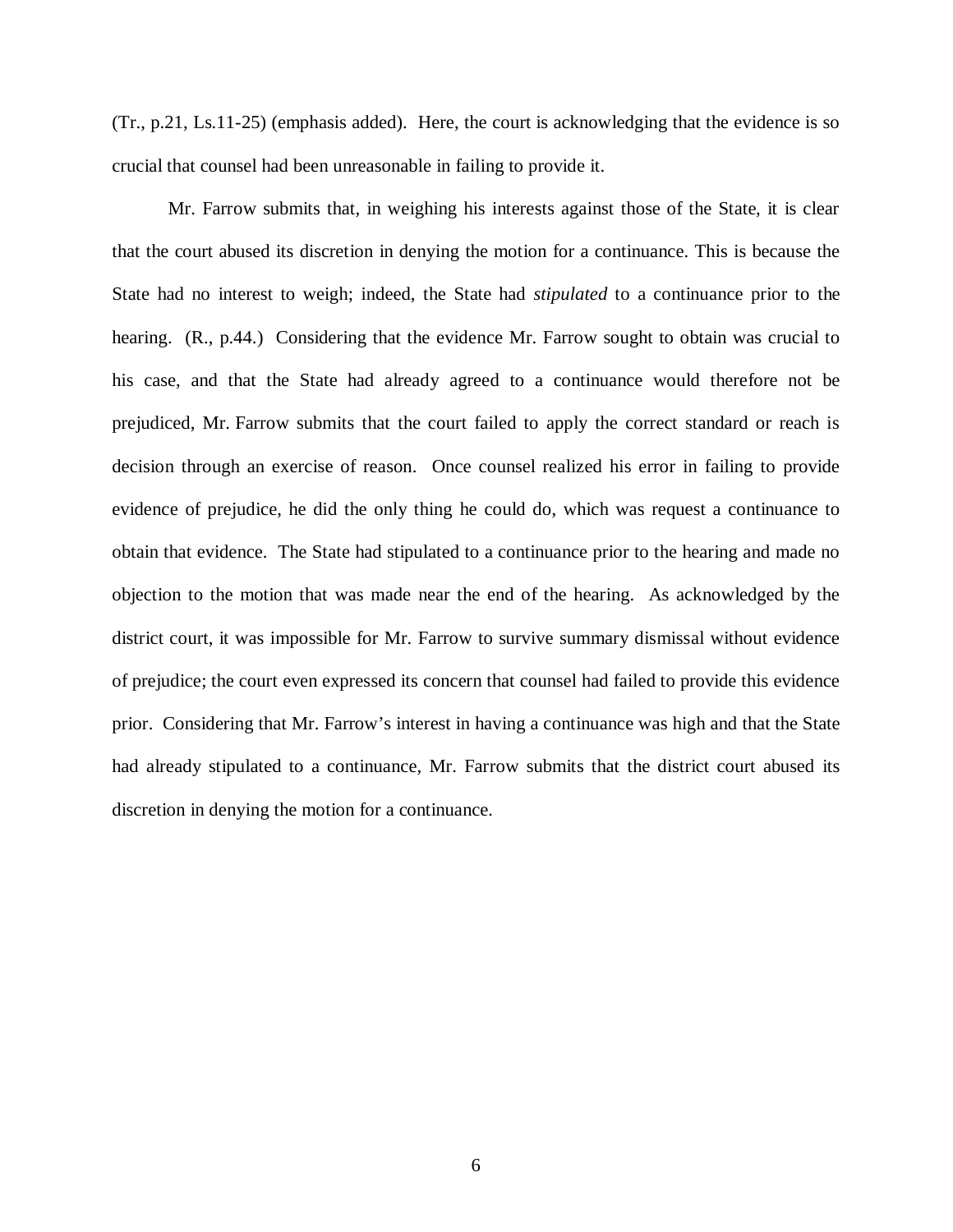(Tr., p.21, Ls.11-25) (emphasis added). Here, the court is acknowledging that the evidence is so crucial that counsel had been unreasonable in failing to provide it.

Mr. Farrow submits that, in weighing his interests against those of the State, it is clear that the court abused its discretion in denying the motion for a continuance. This is because the State had no interest to weigh; indeed, the State had *stipulated* to a continuance prior to the hearing. (R., p.44.) Considering that the evidence Mr. Farrow sought to obtain was crucial to his case, and that the State had already agreed to a continuance would therefore not be prejudiced, Mr. Farrow submits that the court failed to apply the correct standard or reach is decision through an exercise of reason. Once counsel realized his error in failing to provide evidence of prejudice, he did the only thing he could do, which was request a continuance to obtain that evidence. The State had stipulated to a continuance prior to the hearing and made no objection to the motion that was made near the end of the hearing. As acknowledged by the district court, it was impossible for Mr. Farrow to survive summary dismissal without evidence of prejudice; the court even expressed its concern that counsel had failed to provide this evidence prior. Considering that Mr. Farrow's interest in having a continuance was high and that the State had already stipulated to a continuance, Mr. Farrow submits that the district court abused its discretion in denying the motion for a continuance.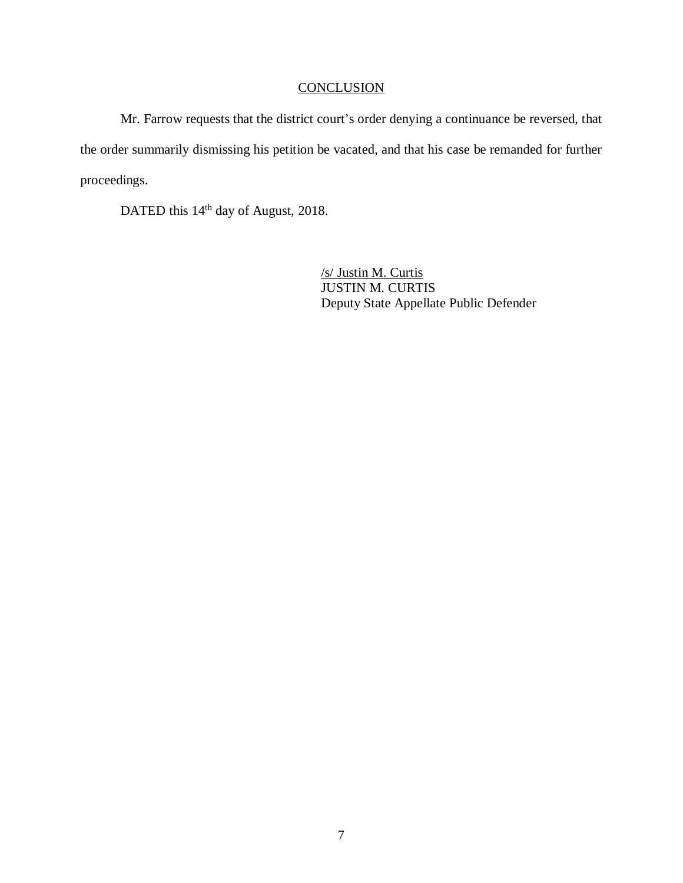## CONCLUSION

Mr. Farrow requests that the district court's order denying a continuance be reversed, that the order summarily dismissing his petition be vacated, and that his case be remanded for further proceedings.

DATED this 14th day of August, 2018.

/s/ Justin M. Curtis  
JUSTIN M. CURTIS  
Deputy State Appellate Public Defender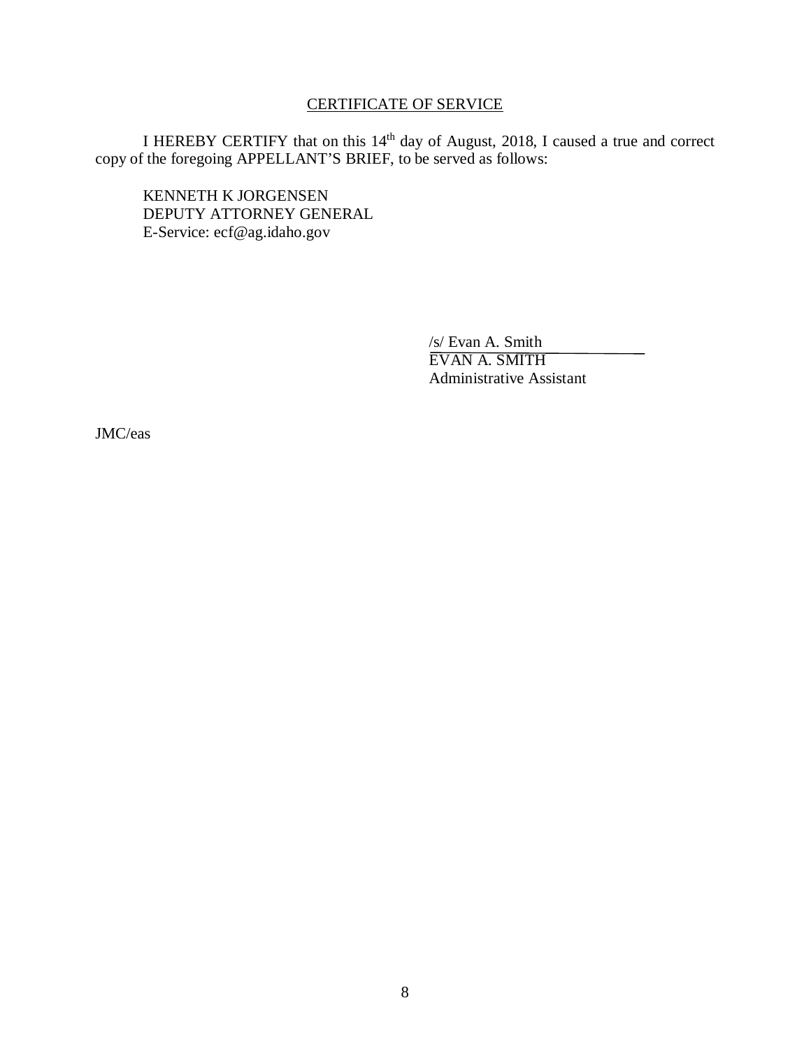## CERTIFICATE OF SERVICE

I HEREBY CERTIFY that on this 14th day of August, 2018, I caused a true and correct copy of the foregoing APPELLANT'S BRIEF, to be served as follows:

KENNETH K JORGENSEN
DEPUTY ATTORNEY GENERAL
E-Service: ecf@ag.idaho.gov

/s/ Evan A. Smith
EVAN A. SMITH
Administrative Assistant

JMC/eas